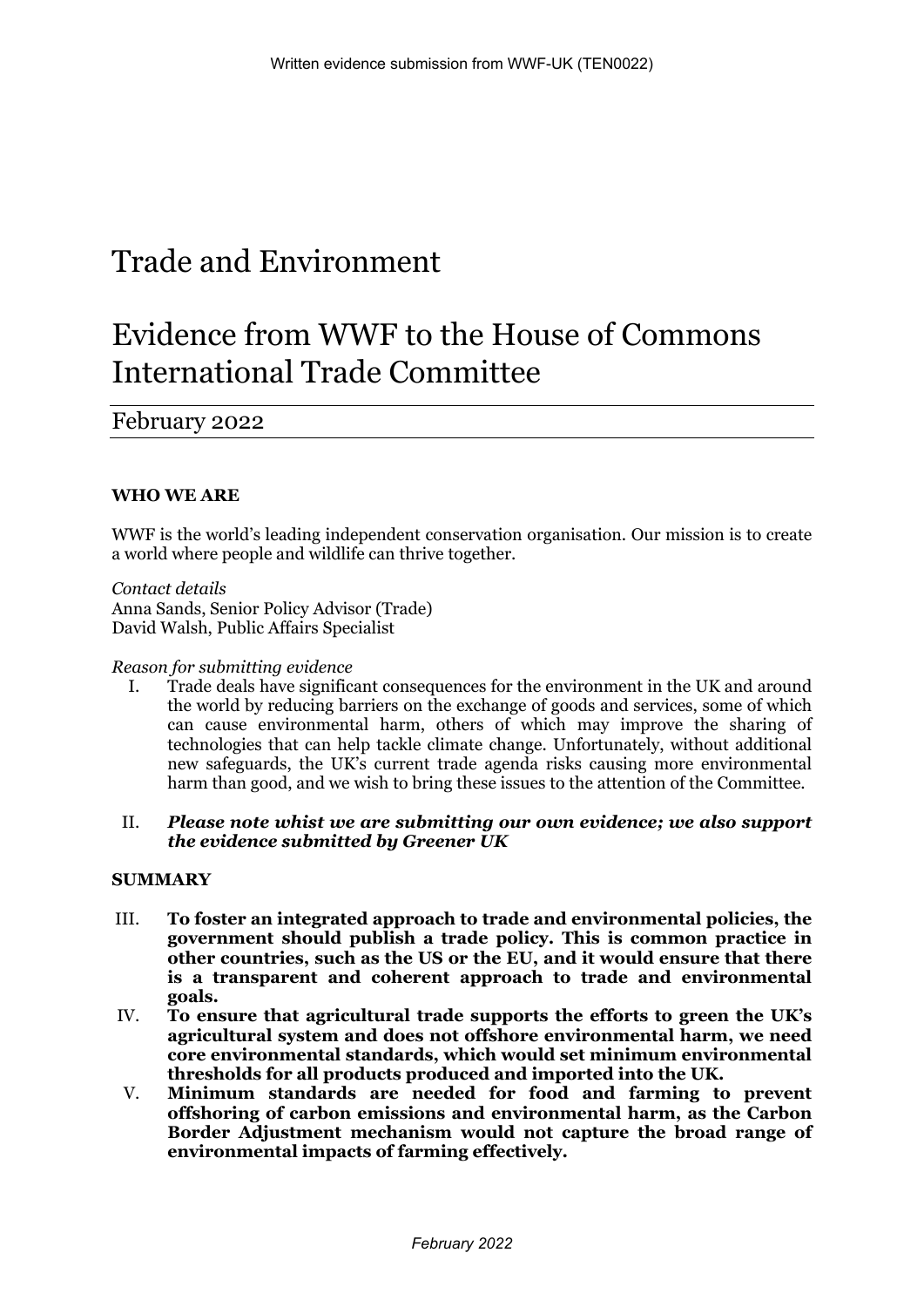# Trade and Environment

# Evidence from WWF to the House of Commons International Trade Committee

## February 2022

**WHO WE ARE**

WWF is the world's leading independent conservation organisation. Our mission is to create a world where people and wildlife can thrive together.

*Contact details*
Anna Sands, Senior Policy Advisor (Trade)
David Walsh, Public Affairs Specialist

*Reason for submitting evidence*

I. Trade deals have significant consequences for the environment in the UK and around the world by reducing barriers on the exchange of goods and services, some of which can cause environmental harm, others of which may improve the sharing of technologies that can help tackle climate change. Unfortunately, without additional new safeguards, the UK's current trade agenda risks causing more environmental harm than good, and we wish to bring these issues to the attention of the Committee.

II. ***Please note whist we are submitting our own evidence; we also support the evidence submitted by Greener UK***

**SUMMARY**

III. **To foster an integrated approach to trade and environmental policies, the government should publish a trade policy. This is common practice in other countries, such as the US or the EU, and it would ensure that there is a transparent and coherent approach to trade and environmental goals.**

IV. **To ensure that agricultural trade supports the efforts to green the UK's agricultural system and does not offshore environmental harm, we need core environmental standards, which would set minimum environmental thresholds for all products produced and imported into the UK.**

V. **Minimum standards are needed for food and farming to prevent offshoring of carbon emissions and environmental harm, as the Carbon Border Adjustment mechanism would not capture the broad range of environmental impacts of farming effectively.**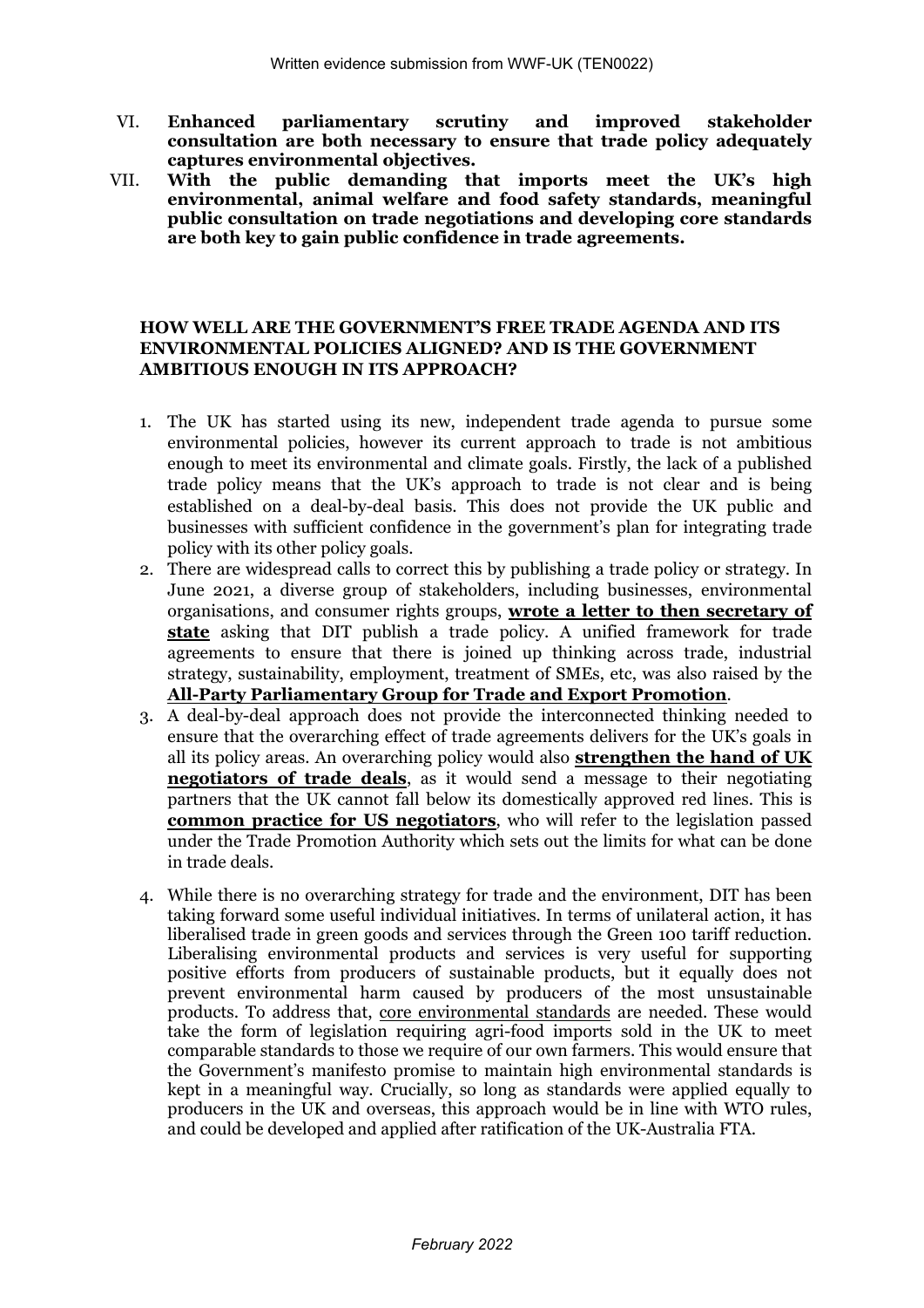VI. **Enhanced parliamentary scrutiny and improved stakeholder consultation are both necessary to ensure that trade policy adequately captures environmental objectives.**

VII. **With the public demanding that imports meet the UK's high environmental, animal welfare and food safety standards, meaningful public consultation on trade negotiations and developing core standards are both key to gain public confidence in trade agreements.**

### HOW WELL ARE THE GOVERNMENT'S FREE TRADE AGENDA AND ITS ENVIRONMENTAL POLICIES ALIGNED? AND IS THE GOVERNMENT AMBITIOUS ENOUGH IN ITS APPROACH?

1. The UK has started using its new, independent trade agenda to pursue some environmental policies, however its current approach to trade is not ambitious enough to meet its environmental and climate goals. Firstly, the lack of a published trade policy means that the UK's approach to trade is not clear and is being established on a deal-by-deal basis. This does not provide the UK public and businesses with sufficient confidence in the government's plan for integrating trade policy with its other policy goals.
2. There are widespread calls to correct this by publishing a trade policy or strategy. In June 2021, a diverse group of stakeholders, including businesses, environmental organisations, and consumer rights groups, **wrote a letter to then secretary of state** asking that DIT publish a trade policy. A unified framework for trade agreements to ensure that there is joined up thinking across trade, industrial strategy, sustainability, employment, treatment of SMEs, etc, was also raised by the **All-Party Parliamentary Group for Trade and Export Promotion**.
3. A deal-by-deal approach does not provide the interconnected thinking needed to ensure that the overarching effect of trade agreements delivers for the UK's goals in all its policy areas. An overarching policy would also **strengthen the hand of UK negotiators of trade deals**, as it would send a message to their negotiating partners that the UK cannot fall below its domestically approved red lines. This is **common practice for US negotiators**, who will refer to the legislation passed under the Trade Promotion Authority which sets out the limits for what can be done in trade deals.
4. While there is no overarching strategy for trade and the environment, DIT has been taking forward some useful individual initiatives. In terms of unilateral action, it has liberalised trade in green goods and services through the Green 100 tariff reduction. Liberalising environmental products and services is very useful for supporting positive efforts from producers of sustainable products, but it equally does not prevent environmental harm caused by producers of the most unsustainable products. To address that, core environmental standards are needed. These would take the form of legislation requiring agri-food imports sold in the UK to meet comparable standards to those we require of our own farmers. This would ensure that the Government's manifesto promise to maintain high environmental standards is kept in a meaningful way. Crucially, so long as standards were applied equally to producers in the UK and overseas, this approach would be in line with WTO rules, and could be developed and applied after ratification of the UK-Australia FTA.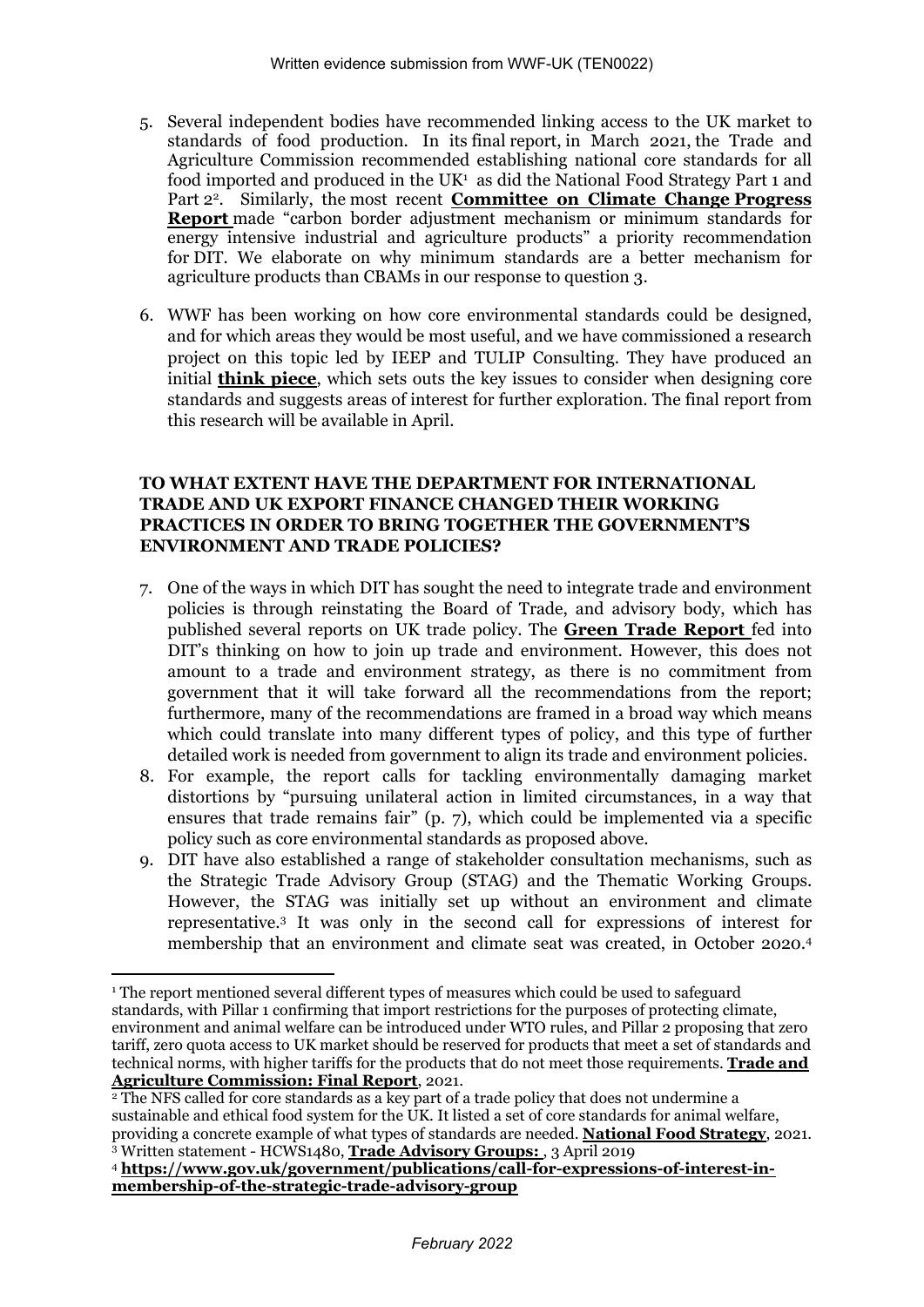5. Several independent bodies have recommended linking access to the UK market to standards of food production. In its final report, in March 2021, the Trade and Agriculture Commission recommended establishing national core standards for all food imported and produced in the UK[1] as did the National Food Strategy Part 1 and Part 2[2]. Similarly, the most recent **Committee on Climate Change Progress Report** made "carbon border adjustment mechanism or minimum standards for energy intensive industrial and agriculture products" a priority recommendation for DIT. We elaborate on why minimum standards are a better mechanism for agriculture products than CBAMs in our response to question 3.

6. WWF has been working on how core environmental standards could be designed, and for which areas they would be most useful, and we have commissioned a research project on this topic led by IEEP and TULIP Consulting. They have produced an initial **think piece**, which sets outs the key issues to consider when designing core standards and suggests areas of interest for further exploration. The final report from this research will be available in April.

## TO WHAT EXTENT HAVE THE DEPARTMENT FOR INTERNATIONAL TRADE AND UK EXPORT FINANCE CHANGED THEIR WORKING PRACTICES IN ORDER TO BRING TOGETHER THE GOVERNMENT'S ENVIRONMENT AND TRADE POLICIES?

7. One of the ways in which DIT has sought the need to integrate trade and environment policies is through reinstating the Board of Trade, and advisory body, which has published several reports on UK trade policy. The **Green Trade Report** fed into DIT's thinking on how to join up trade and environment. However, this does not amount to a trade and environment strategy, as there is no commitment from government that it will take forward all the recommendations from the report; furthermore, many of the recommendations are framed in a broad way which means which could translate into many different types of policy, and this type of further detailed work is needed from government to align its trade and environment policies.
8. For example, the report calls for tackling environmentally damaging market distortions by "pursuing unilateral action in limited circumstances, in a way that ensures that trade remains fair" (p. 7), which could be implemented via a specific policy such as core environmental standards as proposed above.
9. DIT have also established a range of stakeholder consultation mechanisms, such as the Strategic Trade Advisory Group (STAG) and the Thematic Working Groups. However, the STAG was initially set up without an environment and climate representative.[3] It was only in the second call for expressions of interest for membership that an environment and climate seat was created, in October 2020.[4]

---

[1] The report mentioned several different types of measures which could be used to safeguard standards, with Pillar 1 confirming that import restrictions for the purposes of protecting climate, environment and animal welfare can be introduced under WTO rules, and Pillar 2 proposing that zero tariff, zero quota access to UK market should be reserved for products that meet a set of standards and technical norms, with higher tariffs for the products that do not meet those requirements. **Trade and Agriculture Commission: Final Report**, 2021.

[2] The NFS called for core standards as a key part of a trade policy that does not undermine a sustainable and ethical food system for the UK. It listed a set of core standards for animal welfare, providing a concrete example of what types of standards are needed. **National Food Strategy**, 2021.

[3] Written statement - HCWS1480, **Trade Advisory Groups:** , 3 April 2019

[4] **https://www.gov.uk/government/publications/call-for-expressions-of-interest-in-membership-of-the-strategic-trade-advisory-group**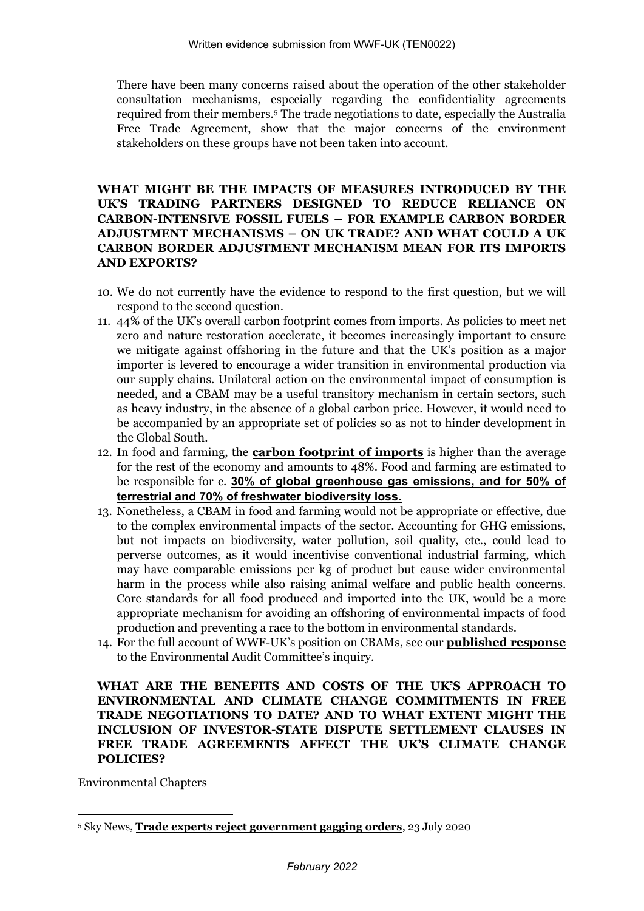There have been many concerns raised about the operation of the other stakeholder consultation mechanisms, especially regarding the confidentiality agreements required from their members.[5] The trade negotiations to date, especially the Australia Free Trade Agreement, show that the major concerns of the environment stakeholders on these groups have not been taken into account.

**WHAT MIGHT BE THE IMPACTS OF MEASURES INTRODUCED BY THE UK'S TRADING PARTNERS DESIGNED TO REDUCE RELIANCE ON CARBON-INTENSIVE FOSSIL FUELS – FOR EXAMPLE CARBON BORDER ADJUSTMENT MECHANISMS – ON UK TRADE? AND WHAT COULD A UK CARBON BORDER ADJUSTMENT MECHANISM MEAN FOR ITS IMPORTS AND EXPORTS?**

10. We do not currently have the evidence to respond to the first question, but we will respond to the second question.
11. 44% of the UK's overall carbon footprint comes from imports. As policies to meet net zero and nature restoration accelerate, it becomes increasingly important to ensure we mitigate against offshoring in the future and that the UK's position as a major importer is levered to encourage a wider transition in environmental production via our supply chains. Unilateral action on the environmental impact of consumption is needed, and a CBAM may be a useful transitory mechanism in certain sectors, such as heavy industry, in the absence of a global carbon price. However, it would need to be accompanied by an appropriate set of policies so as not to hinder development in the Global South.
12. In food and farming, the **carbon footprint of imports** is higher than the average for the rest of the economy and amounts to 48%. Food and farming are estimated to be responsible for c. **30% of global greenhouse gas emissions, and for 50% of terrestrial and 70% of freshwater biodiversity loss.**
13. Nonetheless, a CBAM in food and farming would not be appropriate or effective, due to the complex environmental impacts of the sector. Accounting for GHG emissions, but not impacts on biodiversity, water pollution, soil quality, etc., could lead to perverse outcomes, as it would incentivise conventional industrial farming, which may have comparable emissions per kg of product but cause wider environmental harm in the process while also raising animal welfare and public health concerns. Core standards for all food produced and imported into the UK, would be a more appropriate mechanism for avoiding an offshoring of environmental impacts of food production and preventing a race to the bottom in environmental standards.
14. For the full account of WWF-UK's position on CBAMs, see our **published response** to the Environmental Audit Committee's inquiry.

**WHAT ARE THE BENEFITS AND COSTS OF THE UK'S APPROACH TO ENVIRONMENTAL AND CLIMATE CHANGE COMMITMENTS IN FREE TRADE NEGOTIATIONS TO DATE? AND TO WHAT EXTENT MIGHT THE INCLUSION OF INVESTOR-STATE DISPUTE SETTLEMENT CLAUSES IN FREE TRADE AGREEMENTS AFFECT THE UK'S CLIMATE CHANGE POLICIES?**

Environmental Chapters

---

[5] Sky News, **Trade experts reject government gagging orders**, 23 July 2020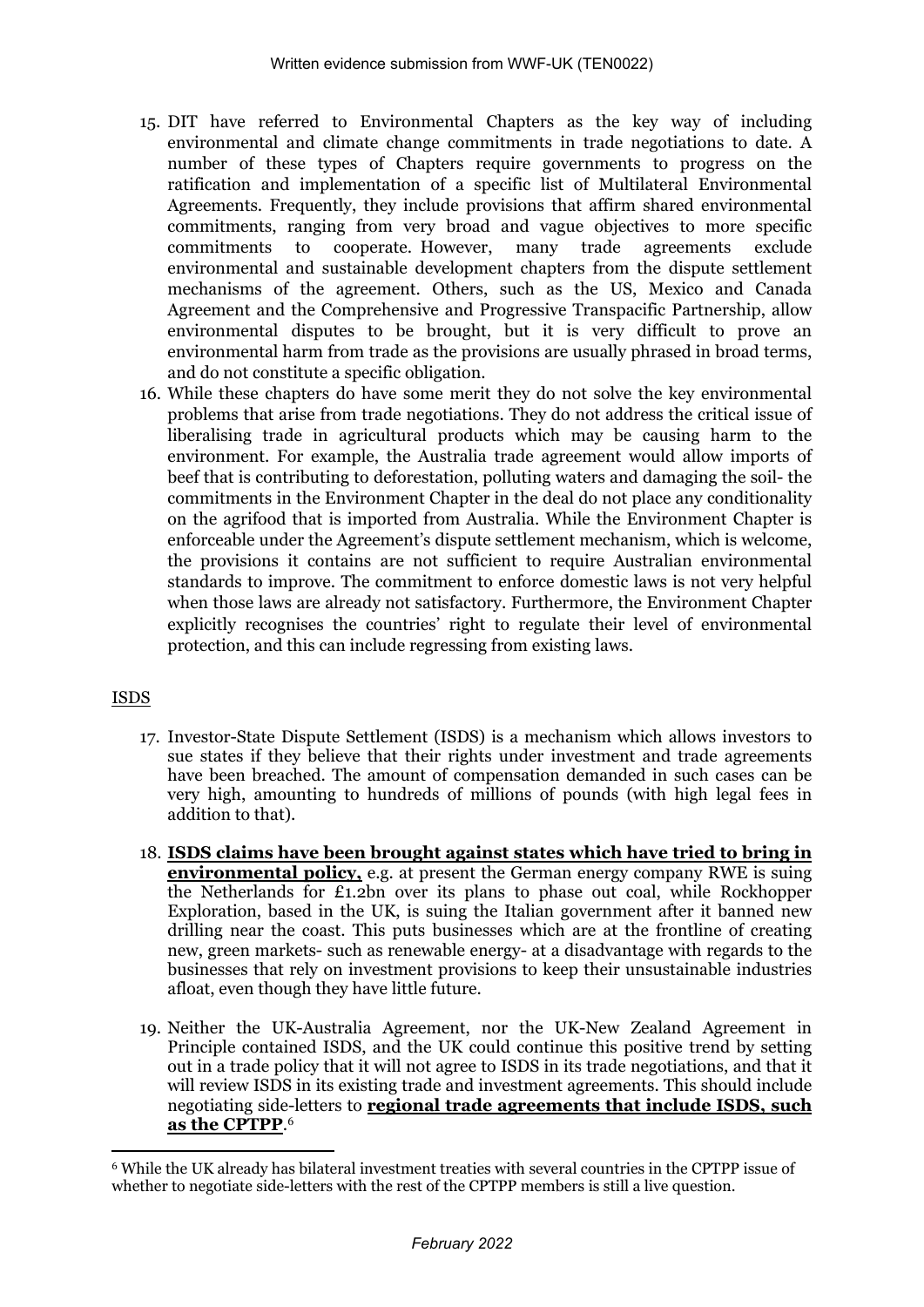15. DIT have referred to Environmental Chapters as the key way of including environmental and climate change commitments in trade negotiations to date. A number of these types of Chapters require governments to progress on the ratification and implementation of a specific list of Multilateral Environmental Agreements. Frequently, they include provisions that affirm shared environmental commitments, ranging from very broad and vague objectives to more specific commitments to cooperate. However, many trade agreements exclude environmental and sustainable development chapters from the dispute settlement mechanisms of the agreement. Others, such as the US, Mexico and Canada Agreement and the Comprehensive and Progressive Transpacific Partnership, allow environmental disputes to be brought, but it is very difficult to prove an environmental harm from trade as the provisions are usually phrased in broad terms, and do not constitute a specific obligation.
16. While these chapters do have some merit they do not solve the key environmental problems that arise from trade negotiations. They do not address the critical issue of liberalising trade in agricultural products which may be causing harm to the environment. For example, the Australia trade agreement would allow imports of beef that is contributing to deforestation, polluting waters and damaging the soil- the commitments in the Environment Chapter in the deal do not place any conditionality on the agrifood that is imported from Australia. While the Environment Chapter is enforceable under the Agreement's dispute settlement mechanism, which is welcome, the provisions it contains are not sufficient to require Australian environmental standards to improve. The commitment to enforce domestic laws is not very helpful when those laws are already not satisfactory. Furthermore, the Environment Chapter explicitly recognises the countries' right to regulate their level of environmental protection, and this can include regressing from existing laws.

## ISDS

17. Investor-State Dispute Settlement (ISDS) is a mechanism which allows investors to sue states if they believe that their rights under investment and trade agreements have been breached. The amount of compensation demanded in such cases can be very high, amounting to hundreds of millions of pounds (with high legal fees in addition to that).
18. **ISDS claims have been brought against states which have tried to bring in environmental policy,** e.g. at present the German energy company RWE is suing the Netherlands for £1.2bn over its plans to phase out coal, while Rockhopper Exploration, based in the UK, is suing the Italian government after it banned new drilling near the coast. This puts businesses which are at the frontline of creating new, green markets- such as renewable energy- at a disadvantage with regards to the businesses that rely on investment provisions to keep their unsustainable industries afloat, even though they have little future.
19. Neither the UK-Australia Agreement, nor the UK-New Zealand Agreement in Principle contained ISDS, and the UK could continue this positive trend by setting out in a trade policy that it will not agree to ISDS in its trade negotiations, and that it will review ISDS in its existing trade and investment agreements. This should include negotiating side-letters to **regional trade agreements that include ISDS, such as the CPTPP**.[6]

[6] While the UK already has bilateral investment treaties with several countries in the CPTPP issue of whether to negotiate side-letters with the rest of the CPTPP members is still a live question.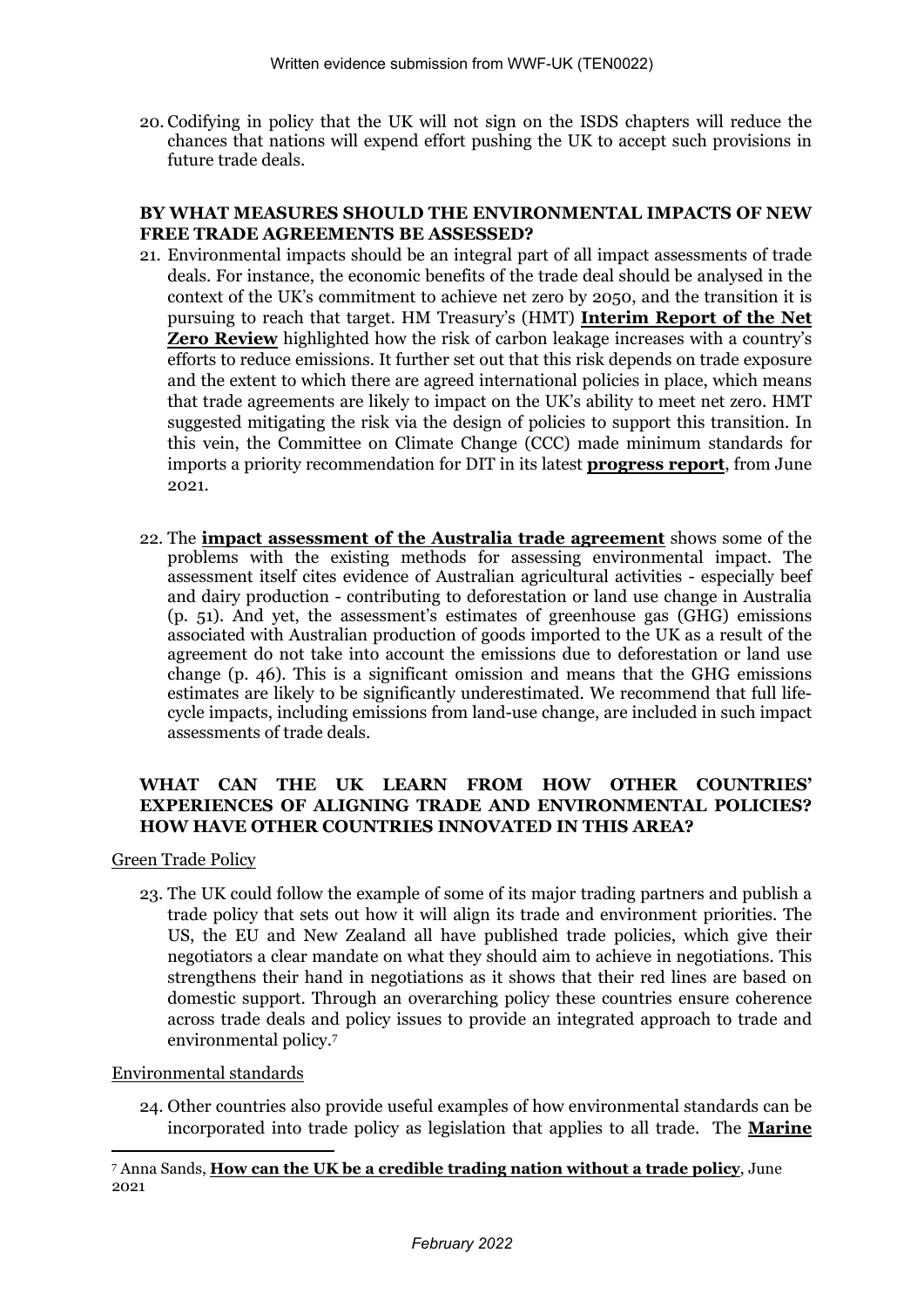20. Codifying in policy that the UK will not sign on the ISDS chapters will reduce the chances that nations will expend effort pushing the UK to accept such provisions in future trade deals.

### BY WHAT MEASURES SHOULD THE ENVIRONMENTAL IMPACTS OF NEW FREE TRADE AGREEMENTS BE ASSESSED?

21. Environmental impacts should be an integral part of all impact assessments of trade deals. For instance, the economic benefits of the trade deal should be analysed in the context of the UK's commitment to achieve net zero by 2050, and the transition it is pursuing to reach that target. HM Treasury's (HMT) **Interim Report of the Net Zero Review** highlighted how the risk of carbon leakage increases with a country's efforts to reduce emissions. It further set out that this risk depends on trade exposure and the extent to which there are agreed international policies in place, which means that trade agreements are likely to impact on the UK's ability to meet net zero. HMT suggested mitigating the risk via the design of policies to support this transition. In this vein, the Committee on Climate Change (CCC) made minimum standards for imports a priority recommendation for DIT in its latest **progress report**, from June 2021.

22. The **impact assessment of the Australia trade agreement** shows some of the problems with the existing methods for assessing environmental impact. The assessment itself cites evidence of Australian agricultural activities - especially beef and dairy production - contributing to deforestation or land use change in Australia (p. 51). And yet, the assessment's estimates of greenhouse gas (GHG) emissions associated with Australian production of goods imported to the UK as a result of the agreement do not take into account the emissions due to deforestation or land use change (p. 46). This is a significant omission and means that the GHG emissions estimates are likely to be significantly underestimated. We recommend that full life-cycle impacts, including emissions from land-use change, are included in such impact assessments of trade deals.

### WHAT CAN THE UK LEARN FROM HOW OTHER COUNTRIES' EXPERIENCES OF ALIGNING TRADE AND ENVIRONMENTAL POLICIES? HOW HAVE OTHER COUNTRIES INNOVATED IN THIS AREA?

Green Trade Policy

23. The UK could follow the example of some of its major trading partners and publish a trade policy that sets out how it will align its trade and environment priorities. The US, the EU and New Zealand all have published trade policies, which give their negotiators a clear mandate on what they should aim to achieve in negotiations. This strengthens their hand in negotiations as it shows that their red lines are based on domestic support. Through an overarching policy these countries ensure coherence across trade deals and policy issues to provide an integrated approach to trade and environmental policy.[7]

Environmental standards

24. Other countries also provide useful examples of how environmental standards can be incorporated into trade policy as legislation that applies to all trade. The **Marine**

[7] Anna Sands, **How can the UK be a credible trading nation without a trade policy**, June 2021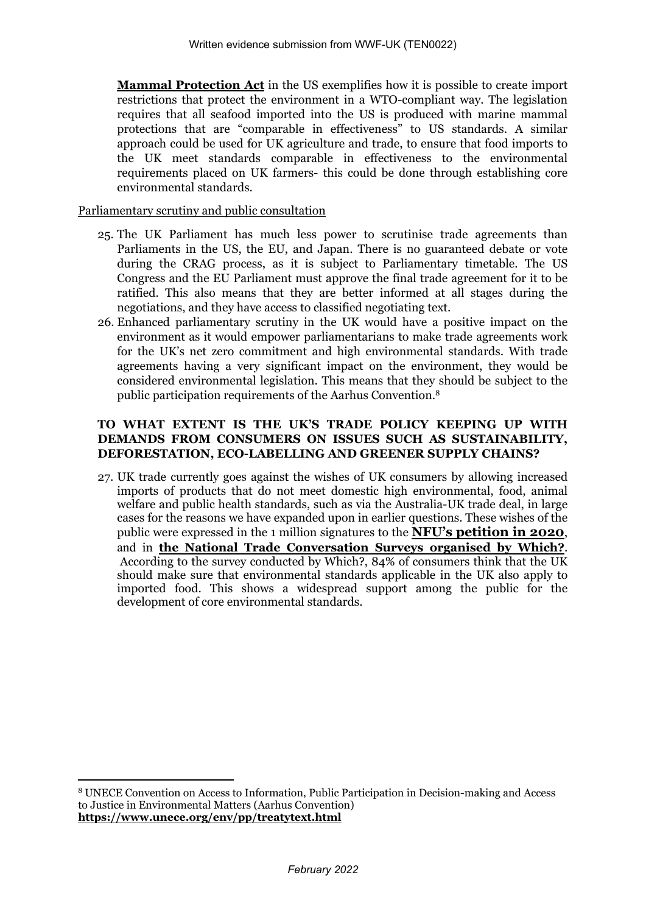**Mammal Protection Act** in the US exemplifies how it is possible to create import restrictions that protect the environment in a WTO-compliant way. The legislation requires that all seafood imported into the US is produced with marine mammal protections that are "comparable in effectiveness" to US standards. A similar approach could be used for UK agriculture and trade, to ensure that food imports to the UK meet standards comparable in effectiveness to the environmental requirements placed on UK farmers- this could be done through establishing core environmental standards.

Parliamentary scrutiny and public consultation

25. The UK Parliament has much less power to scrutinise trade agreements than Parliaments in the US, the EU, and Japan. There is no guaranteed debate or vote during the CRAG process, as it is subject to Parliamentary timetable. The US Congress and the EU Parliament must approve the final trade agreement for it to be ratified. This also means that they are better informed at all stages during the negotiations, and they have access to classified negotiating text.
26. Enhanced parliamentary scrutiny in the UK would have a positive impact on the environment as it would empower parliamentarians to make trade agreements work for the UK's net zero commitment and high environmental standards. With trade agreements having a very significant impact on the environment, they would be considered environmental legislation. This means that they should be subject to the public participation requirements of the Aarhus Convention.[8]

**TO WHAT EXTENT IS THE UK'S TRADE POLICY KEEPING UP WITH DEMANDS FROM CONSUMERS ON ISSUES SUCH AS SUSTAINABILITY, DEFORESTATION, ECO-LABELLING AND GREENER SUPPLY CHAINS?**

27. UK trade currently goes against the wishes of UK consumers by allowing increased imports of products that do not meet domestic high environmental, food, animal welfare and public health standards, such as via the Australia-UK trade deal, in large cases for the reasons we have expanded upon in earlier questions. These wishes of the public were expressed in the 1 million signatures to the **NFU's petition in 2020**, and in **the National Trade Conversation Surveys organised by Which?**. According to the survey conducted by Which?, 84% of consumers think that the UK should make sure that environmental standards applicable in the UK also apply to imported food. This shows a widespread support among the public for the development of core environmental standards.

[8] UNECE Convention on Access to Information, Public Participation in Decision-making and Access to Justice in Environmental Matters (Aarhus Convention) **https://www.unece.org/env/pp/treatytext.html**